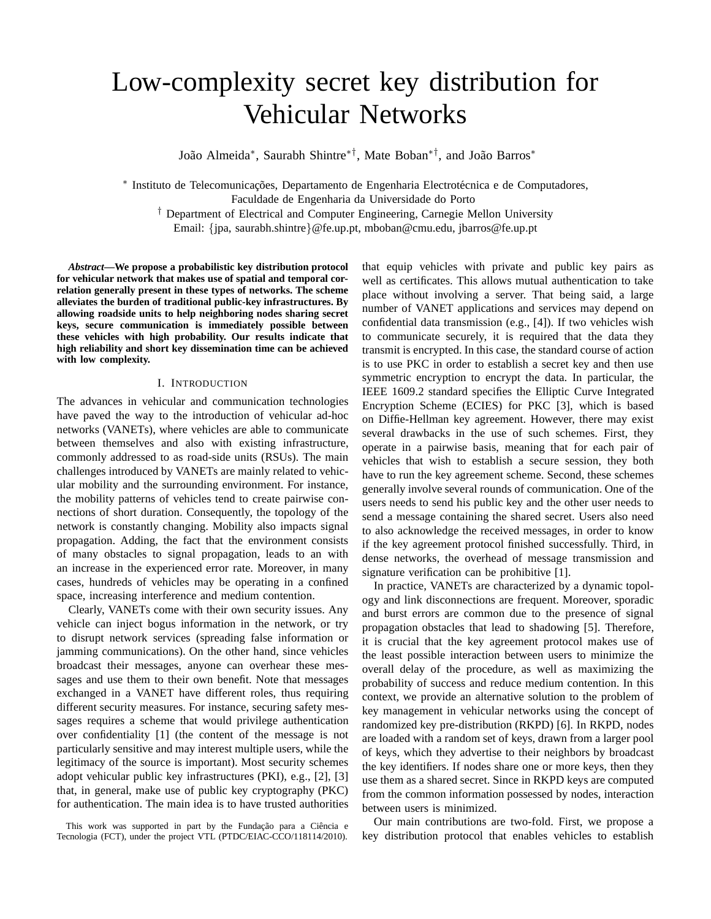# Low-complexity secret key distribution for Vehicular Networks

João Almeida[*], Saurabh Shintre[*†], Mate Boban[*†], and João Barros[*]

[*] Instituto de Telecomunicações, Departamento de Engenharia Electrotécnica e de Computadores, Faculdade de Engenharia da Universidade do Porto
[†] Department of Electrical and Computer Engineering, Carnegie Mellon University
Email: {jpa, saurabh.shintre}@fe.up.pt, mboban@cmu.edu, jbarros@fe.up.pt

***Abstract*—We propose a probabilistic key distribution protocol for vehicular network that makes use of spatial and temporal correlation generally present in these types of networks. The scheme alleviates the burden of traditional public-key infrastructures. By allowing roadside units to help neighboring nodes sharing secret keys, secure communication is immediately possible between these vehicles with high probability. Our results indicate that high reliability and short key dissemination time can be achieved with low complexity.**

## I. Introduction

The advances in vehicular and communication technologies have paved the way to the introduction of vehicular ad-hoc networks (VANETs), where vehicles are able to communicate between themselves and also with existing infrastructure, commonly addressed to as road-side units (RSUs). The main challenges introduced by VANETs are mainly related to vehicular mobility and the surrounding environment. For instance, the mobility patterns of vehicles tend to create pairwise connections of short duration. Consequently, the topology of the network is constantly changing. Mobility also impacts signal propagation. Adding, the fact that the environment consists of many obstacles to signal propagation, leads to an with an increase in the experienced error rate. Moreover, in many cases, hundreds of vehicles may be operating in a confined space, increasing interference and medium contention.

Clearly, VANETs come with their own security issues. Any vehicle can inject bogus information in the network, or try to disrupt network services (spreading false information or jamming communications). On the other hand, since vehicles broadcast their messages, anyone can overhear these messages and use them to their own benefit. Note that messages exchanged in a VANET have different roles, thus requiring different security measures. For instance, securing safety messages requires a scheme that would privilege authentication over confidentiality [1] (the content of the message is not particularly sensitive and may interest multiple users, while the legitimacy of the source is important). Most security schemes adopt vehicular public key infrastructures (PKI), e.g., [2], [3] that, in general, make use of public key cryptography (PKC) for authentication. The main idea is to have trusted authorities that equip vehicles with private and public key pairs as well as certificates. This allows mutual authentication to take place without involving a server. That being said, a large number of VANET applications and services may depend on confidential data transmission (e.g., [4]). If two vehicles wish to communicate securely, it is required that the data they transmit is encrypted. In this case, the standard course of action is to use PKC in order to establish a secret key and then use symmetric encryption to encrypt the data. In particular, the IEEE 1609.2 standard specifies the Elliptic Curve Integrated Encryption Scheme (ECIES) for PKC [3], which is based on Diffie-Hellman key agreement. However, there may exist several drawbacks in the use of such schemes. First, they operate in a pairwise basis, meaning that for each pair of vehicles that wish to establish a secure session, they both have to run the key agreement scheme. Second, these schemes generally involve several rounds of communication. One of the users needs to send his public key and the other user needs to send a message containing the shared secret. Users also need to also acknowledge the received messages, in order to know if the key agreement protocol finished successfully. Third, in dense networks, the overhead of message transmission and signature verification can be prohibitive [1].

In practice, VANETs are characterized by a dynamic topology and link disconnections are frequent. Moreover, sporadic and burst errors are common due to the presence of signal propagation obstacles that lead to shadowing [5]. Therefore, it is crucial that the key agreement protocol makes use of the least possible interaction between users to minimize the overall delay of the procedure, as well as maximizing the probability of success and reduce medium contention. In this context, we provide an alternative solution to the problem of key management in vehicular networks using the concept of randomized key pre-distribution (RKPD) [6]. In RKPD, nodes are loaded with a random set of keys, drawn from a larger pool of keys, which they advertise to their neighbors by broadcast the key identifiers. If nodes share one or more keys, then they use them as a shared secret. Since in RKPD keys are computed from the common information possessed by nodes, interaction between users is minimized.

Our main contributions are two-fold. First, we propose a key distribution protocol that enables vehicles to establish

This work was supported in part by the Fundação para a Ciência e Tecnologia (FCT), under the project VTL (PTDC/EIAC-CCO/118114/2010).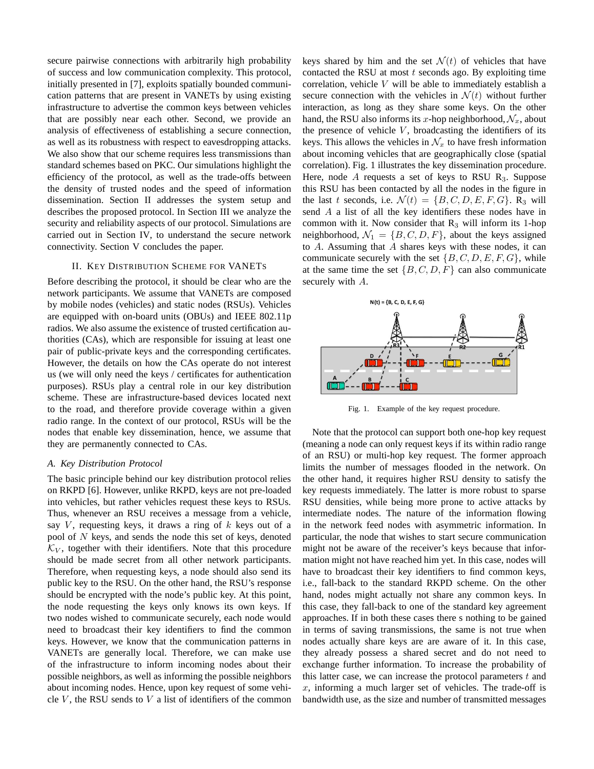secure pairwise connections with arbitrarily high probability of success and low communication complexity. This protocol, initially presented in [7], exploits spatially bounded communication patterns that are present in VANETs by using existing infrastructure to advertise the common keys between vehicles that are possibly near each other. Second, we provide an analysis of effectiveness of establishing a secure connection, as well as its robustness with respect to eavesdropping attacks. We also show that our scheme requires less transmissions than standard schemes based on PKC. Our simulations highlight the efficiency of the protocol, as well as the trade-offs between the density of trusted nodes and the speed of information dissemination. Section II addresses the system setup and describes the proposed protocol. In Section III we analyze the security and reliability aspects of our protocol. Simulations are carried out in Section IV, to understand the secure network connectivity. Section V concludes the paper.

## II. Key Distribution Scheme for VANETs

Before describing the protocol, it should be clear who are the network participants. We assume that VANETs are composed by mobile nodes (vehicles) and static nodes (RSUs). Vehicles are equipped with on-board units (OBUs) and IEEE 802.11p radios. We also assume the existence of trusted certification authorities (CAs), which are responsible for issuing at least one pair of public-private keys and the corresponding certificates. However, the details on how the CAs operate do not interest us (we will only need the keys / certificates for authentication purposes). RSUs play a central role in our key distribution scheme. These are infrastructure-based devices located next to the road, and therefore provide coverage within a given radio range. In the context of our protocol, RSUs will be the nodes that enable key dissemination, hence, we assume that they are permanently connected to CAs.

### A. Key Distribution Protocol

The basic principle behind our key distribution protocol relies on RKPD [6]. However, unlike RKPD, keys are not pre-loaded into vehicles, but rather vehicles request these keys to RSUs. Thus, whenever an RSU receives a message from a vehicle, say $V$, requesting keys, it draws a ring of $k$ keys out of a pool of $N$ keys, and sends the node this set of keys, denoted $\mathcal{K}_V$, together with their identifiers. Note that this procedure should be made secret from all other network participants. Therefore, when requesting keys, a node should also send its public key to the RSU. On the other hand, the RSU's response should be encrypted with the node's public key. At this point, the node requesting the keys only knows its own keys. If two nodes wished to communicate securely, each node would need to broadcast their key identifiers to find the common keys. However, we know that the communication patterns in VANETs are generally local. Therefore, we can make use of the infrastructure to inform incoming nodes about their possible neighbors, as well as informing the possible neighbors about incoming nodes. Hence, upon key request of some vehicle $V$, the RSU sends to $V$ a list of identifiers of the common keys shared by him and the set $\mathcal{N}(t)$ of vehicles that have contacted the RSU at most $t$ seconds ago. By exploiting time correlation, vehicle $V$ will be able to immediately establish a secure connection with the vehicles in $\mathcal{N}(t)$ without further interaction, as long as they share some keys. On the other hand, the RSU also informs its $x$-hop neighborhood, $\mathcal{N}_x$, about the presence of vehicle $V$, broadcasting the identifiers of its keys. This allows the vehicles in $\mathcal{N}_x$ to have fresh information about incoming vehicles that are geographically close (spatial correlation). Fig. 1 illustrates the key dissemination procedure. Here, node $A$ requests a set of keys to RSU $\mathrm{R}_3$. Suppose this RSU has been contacted by all the nodes in the figure in the last $t$ seconds, i.e. $\mathcal{N}(t) = \{B, C, D, E, F, G\}$. $\mathrm{R}_3$ will send $A$ a list of all the key identifiers these nodes have in common with it. Now consider that $\mathrm{R}_3$ will inform its 1-hop neighborhood, $\mathcal{N}_1 = \{B, C, D, F\}$, about the keys assigned to $A$. Assuming that $A$ shares keys with these nodes, it can communicate securely with the set $\{B, C, D, E, F, G\}$, while at the same time the set $\{B, C, D, F\}$ can also communicate securely with $A$.

Fig. 1. Example of the key request procedure.

Note that the protocol can support both one-hop key request (meaning a node can only request keys if its within radio range of an RSU) or multi-hop key request. The former approach limits the number of messages flooded in the network. On the other hand, it requires higher RSU density to satisfy the key requests immediately. The latter is more robust to sparse RSU densities, while being more prone to active attacks by intermediate nodes. The nature of the information flowing in the network feed nodes with asymmetric information. In particular, the node that wishes to start secure communication might not be aware of the receiver's keys because that information might not have reached him yet. In this case, nodes will have to broadcast their key identifiers to find common keys, i.e., fall-back to the standard RKPD scheme. On the other hand, nodes might actually not share any common keys. In this case, they fall-back to one of the standard key agreement approaches. If in both these cases there s nothing to be gained in terms of saving transmissions, the same is not true when nodes actually share keys are are aware of it. In this case, they already possess a shared secret and do not need to exchange further information. To increase the probability of this latter case, we can increase the protocol parameters $t$ and $x$, informing a much larger set of vehicles. The trade-off is bandwidth use, as the size and number of transmitted messages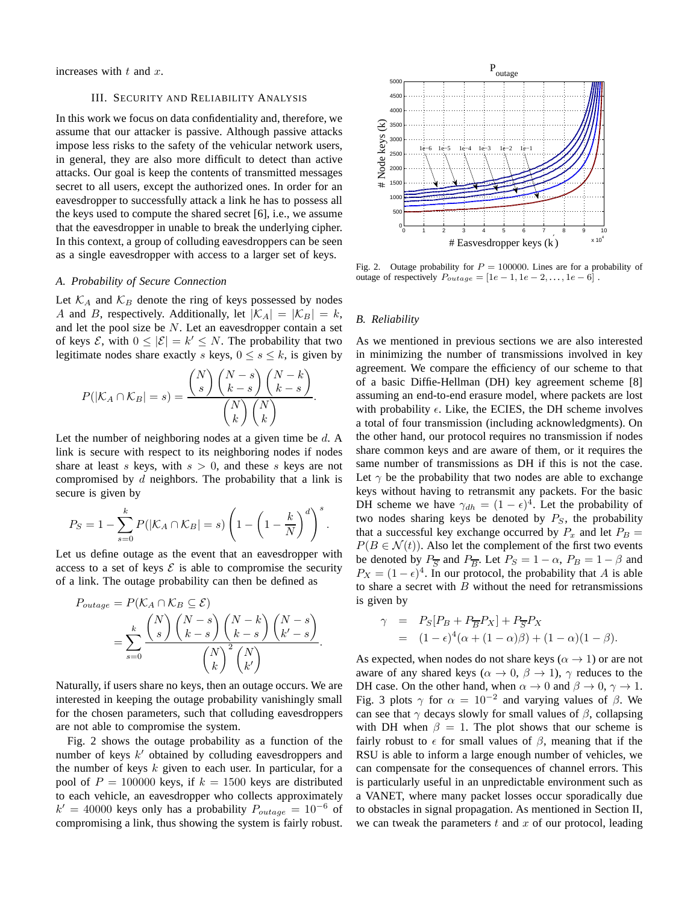increases with $t$ and $x$.

## III. Security and Reliability Analysis

In this work we focus on data confidentiality and, therefore, we assume that our attacker is passive. Although passive attacks impose less risks to the safety of the vehicular network users, in general, they are also more difficult to detect than active attacks. Our goal is keep the contents of transmitted messages secret to all users, except the authorized ones. In order for an eavesdropper to successfully attack a link he has to possess all the keys used to compute the shared secret [6], i.e., we assume that the eavesdropper in unable to break the underlying cipher. In this context, a group of colluding eavesdroppers can be seen as a single eavesdropper with access to a larger set of keys.

### A. Probability of Secure Connection

Let $\mathcal{K}_A$ and $\mathcal{K}_B$ denote the ring of keys possessed by nodes $A$ and $B$, respectively. Additionally, let $|\mathcal{K}_A| = |\mathcal{K}_B| = k$, and let the pool size be $N$. Let an eavesdropper contain a set of keys $\mathcal{E}$, with $0 \le |\mathcal{E}| = k' \le N$. The probability that two legitimate nodes share exactly $s$ keys, $0 \le s \le k$, is given by

$$P(|\mathcal{K}_A \cap \mathcal{K}_B| = s) = \frac{\binom{N}{s}\binom{N-s}{k-s}\binom{N-k}{k-s}}{\binom{N}{k}\binom{N}{k}}.$$

Let the number of neighboring nodes at a given time be $d$. A link is secure with respect to its neighboring nodes if nodes share at least $s$ keys, with $s > 0$, and these $s$ keys are not compromised by $d$ neighbors. The probability that a link is secure is given by

$$P_S = 1 - \sum_{s=0}^{k} P(|\mathcal{K}_A \cap \mathcal{K}_B| = s)\left(1 - \left(1 - \frac{k}{N}\right)^d\right)^s.$$

Let us define outage as the event that an eavesdropper with access to a set of keys $\mathcal{E}$ is able to compromise the security of a link. The outage probability can then be defined as

$$\begin{aligned} P_{outage} &= P(\mathcal{K}_A \cap \mathcal{K}_B \subseteq \mathcal{E}) \\ &= \sum_{s=0}^{k} \frac{\binom{N}{s}\binom{N-s}{k-s}\binom{N-k}{k-s}\binom{N-s}{k'-s}}{\binom{N}{k}^2\binom{N}{k'}}. \end{aligned}$$

Naturally, if users share no keys, then an outage occurs. We are interested in keeping the outage probability vanishingly small for the chosen parameters, such that colluding eavesdroppers are not able to compromise the system.

Fig. 2 shows the outage probability as a function of the number of keys $k'$ obtained by colluding eavesdroppers and the number of keys $k$ given to each user. In particular, for a pool of $P = 100000$ keys, if $k = 1500$ keys are distributed to each vehicle, an eavesdropper who collects approximately $k' = 40000$ keys only has a probability $P_{outage} = 10^{-6}$ of compromising a link, thus showing the system is fairly robust.

Fig. 2. Outage probability for $P = 100000$. Lines are for a probability of outage of respectively $P_{outage} = [1e-1, 1e-2, \ldots, 1e-6]$ .

### B. Reliability

As we mentioned in previous sections we are also interested in minimizing the number of transmissions involved in key agreement. We compare the efficiency of our scheme to that of a basic Diffie-Hellman (DH) key agreement scheme [8] assuming an end-to-end erasure model, where packets are lost with probability $\epsilon$. Like, the ECIES, the DH scheme involves a total of four transmission (including acknowledgments). On the other hand, our protocol requires no transmission if nodes share common keys and are aware of them, or it requires the same number of transmissions as DH if this is not the case. Let $\gamma$ be the probability that two nodes are able to exchange keys without having to retransmit any packets. For the basic DH scheme we have $\gamma_{dh} = (1-\epsilon)^4$. Let the probability of two nodes sharing keys be denoted by $P_S$, the probability that a successful key exchange occurred by $P_x$ and let $P_B = P(B \in \mathcal{N}(t))$. Also let the complement of the first two events be denoted by $P_{\overline{S}}$ and $P_{\overline{B}}$. Let $P_S = 1 - \alpha$, $P_B = 1 - \beta$ and $P_X = (1-\epsilon)^4$. In our protocol, the probability that $A$ is able to share a secret with $B$ without the need for retransmissions is given by

$$\begin{aligned} \gamma &= P_S[P_B + P_{\overline{B}} P_X] + P_{\overline{S}} P_X \\ &= (1-\epsilon)^4(\alpha + (1-\alpha)\beta) + (1-\alpha)(1-\beta). \end{aligned}$$

As expected, when nodes do not share keys ($\alpha \to 1$) or are not aware of any shared keys ($\alpha \to 0$, $\beta \to 1$), $\gamma$ reduces to the DH case. On the other hand, when $\alpha \to 0$ and $\beta \to 0$, $\gamma \to 1$. Fig. 3 plots $\gamma$ for $\alpha = 10^{-2}$ and varying values of $\beta$. We can see that $\gamma$ decays slowly for small values of $\beta$, collapsing with DH when $\beta = 1$. The plot shows that our scheme is fairly robust to $\epsilon$ for small values of $\beta$, meaning that if the RSU is able to inform a large enough number of vehicles, we can compensate for the consequences of channel errors. This is particularly useful in an unpredictable environment such as a VANET, where many packet losses occur sporadically due to obstacles in signal propagation. As mentioned in Section II, we can tweak the parameters $t$ and $x$ of our protocol, leading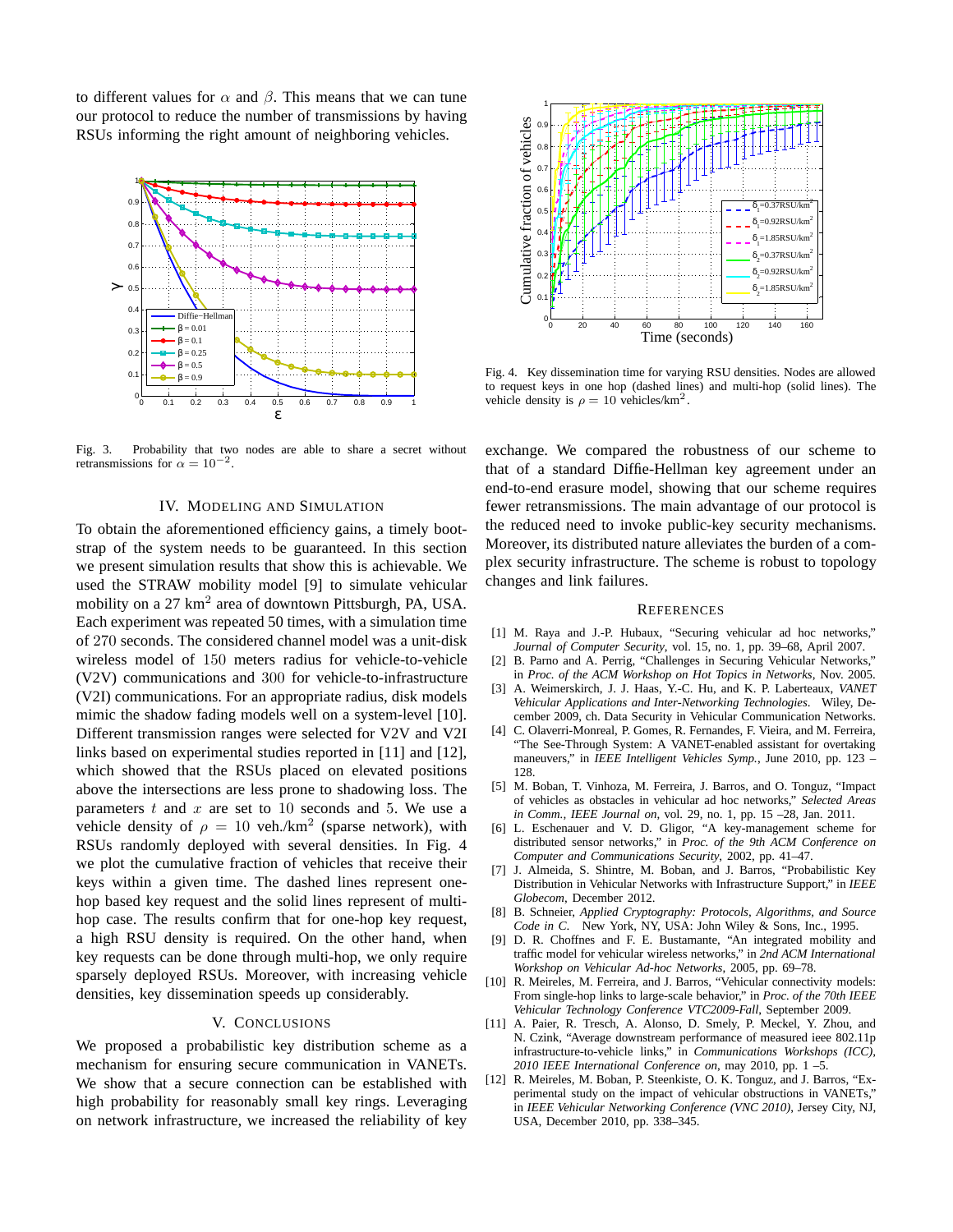to different values for $\alpha$ and $\beta$. This means that we can tune our protocol to reduce the number of transmissions by having RSUs informing the right amount of neighboring vehicles.

γ
ε
Diffie−Hellman
β = 0.01
β = 0.1
β = 0.25
β = 0.5
β = 0.9

Fig. 3. Probability that two nodes are able to share a secret without retransmissions for $\alpha = 10^{-2}$.

## IV. Modeling and Simulation

To obtain the aforementioned efficiency gains, a timely bootstrap of the system needs to be guaranteed. In this section we present simulation results that show this is achievable. We used the STRAW mobility model [9] to simulate vehicular mobility on a 27 km$^2$ area of downtown Pittsburgh, PA, USA. Each experiment was repeated 50 times, with a simulation time of 270 seconds. The considered channel model was a unit-disk wireless model of 150 meters radius for vehicle-to-vehicle (V2V) communications and 300 for vehicle-to-infrastructure (V2I) communications. For an appropriate radius, disk models mimic the shadow fading models well on a system-level [10]. Different transmission ranges were selected for V2V and V2I links based on experimental studies reported in [11] and [12], which showed that the RSUs placed on elevated positions above the intersections are less prone to shadowing loss. The parameters $t$ and $x$ are set to 10 seconds and 5. We use a vehicle density of $\rho = 10$ veh./km$^2$ (sparse network), with RSUs randomly deployed with several densities. In Fig. 4 we plot the cumulative fraction of vehicles that receive their keys within a given time. The dashed lines represent one-hop based key request and the solid lines represent of multi-hop case. The results confirm that for one-hop key request, a high RSU density is required. On the other hand, when key requests can be done through multi-hop, we only require sparsely deployed RSUs. Moreover, with increasing vehicle densities, key dissemination speeds up considerably.

## V. Conclusions

We proposed a probabilistic key distribution scheme as a mechanism for ensuring secure communication in VANETs. We show that a secure connection can be established with high probability for reasonably small key rings. Leveraging on network infrastructure, we increased the reliability of key exchange. We compared the robustness of our scheme to that of a standard Diffie-Hellman key agreement under an end-to-end erasure model, showing that our scheme requires fewer retransmissions. The main advantage of our protocol is the reduced need to invoke public-key security mechanisms. Moreover, its distributed nature alleviates the burden of a complex security infrastructure. The scheme is robust to topology changes and link failures.

Cumulative fraction of vehicles
Time (seconds)
$\delta_1$=0.37RSU/km$^2$
$\delta_1$=0.92RSU/km$^2$
$\delta_1$=1.85RSU/km$^2$
$\delta_2$=0.37RSU/km$^2$
$\delta_2$=0.92RSU/km$^2$
$\delta_2$=1.85RSU/km$^2$

Fig. 4. Key dissemination time for varying RSU densities. Nodes are allowed to request keys in one hop (dashed lines) and multi-hop (solid lines). The vehicle density is $\rho = 10$ vehicles/km$^2$.

## References

[1] M. Raya and J.-P. Hubaux, "Securing vehicular ad hoc networks," *Journal of Computer Security*, vol. 15, no. 1, pp. 39–68, April 2007.

[2] B. Parno and A. Perrig, "Challenges in Securing Vehicular Networks," in *Proc. of the ACM Workshop on Hot Topics in Networks*, Nov. 2005.

[3] A. Weimerskirch, J. J. Haas, Y.-C. Hu, and K. P. Laberteaux, *VANET Vehicular Applications and Inter-Networking Technologies*. Wiley, December 2009, ch. Data Security in Vehicular Communication Networks.

[4] C. Olaverri-Monreal, P. Gomes, R. Fernandes, F. Vieira, and M. Ferreira, "The See-Through System: A VANET-enabled assistant for overtaking maneuvers," in *IEEE Intelligent Vehicles Symp.*, June 2010, pp. 123 – 128.

[5] M. Boban, T. Vinhoza, M. Ferreira, J. Barros, and O. Tonguz, "Impact of vehicles as obstacles in vehicular ad hoc networks," *Selected Areas in Comm., IEEE Journal on*, vol. 29, no. 1, pp. 15 –28, Jan. 2011.

[6] L. Eschenauer and V. D. Gligor, "A key-management scheme for distributed sensor networks," in *Proc. of the 9th ACM Conference on Computer and Communications Security*, 2002, pp. 41–47.

[7] J. Almeida, S. Shintre, M. Boban, and J. Barros, "Probabilistic Key Distribution in Vehicular Networks with Infrastructure Support," in *IEEE Globecom*, December 2012.

[8] B. Schneier, *Applied Cryptography: Protocols, Algorithms, and Source Code in C.* New York, NY, USA: John Wiley & Sons, Inc., 1995.

[9] D. R. Choffnes and F. E. Bustamante, "An integrated mobility and traffic model for vehicular wireless networks," in *2nd ACM International Workshop on Vehicular Ad-hoc Networks*, 2005, pp. 69–78.

[10] R. Meireles, M. Ferreira, and J. Barros, "Vehicular connectivity models: From single-hop links to large-scale behavior," in *Proc. of the 70th IEEE Vehicular Technology Conference VTC2009-Fall*, September 2009.

[11] A. Paier, R. Tresch, A. Alonso, D. Smely, P. Meckel, Y. Zhou, and N. Czink, "Average downstream performance of measured ieee 802.11p infrastructure-to-vehicle links," in *Communications Workshops (ICC), 2010 IEEE International Conference on*, may 2010, pp. 1 –5.

[12] R. Meireles, M. Boban, P. Steenkiste, O. K. Tonguz, and J. Barros, "Experimental study on the impact of vehicular obstructions in VANETs," in *IEEE Vehicular Networking Conference (VNC 2010)*, Jersey City, NJ, USA, December 2010, pp. 338–345.